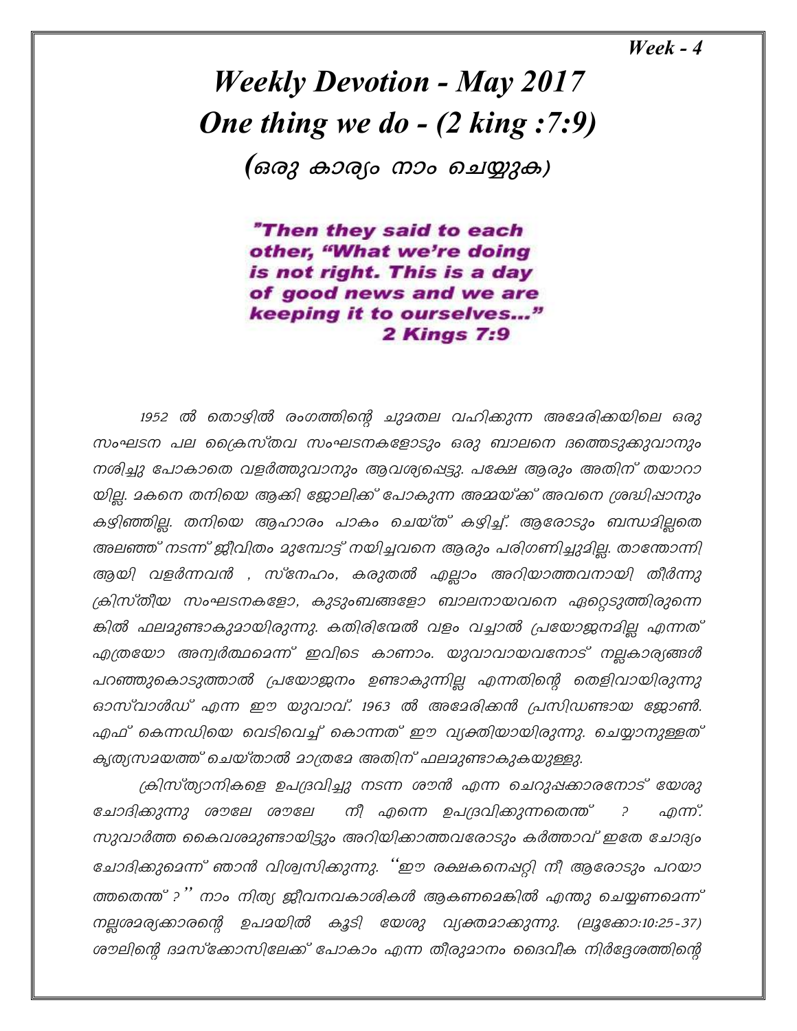*Week - 4*

# *Weekly Devotion - May 2017*
# *One thing we do - (2 king :7:9)*
## *(ഒരു കാര്യം നാം ചെയ്യുക)*

***"Then they said to each other, "What we're doing is not right. This is a day of good news and we are keeping it to ourselves..."***
***2 Kings 7:9***

*1952 ൽ തൊഴിൽ രംഗത്തിന്റെ ചുമതല വഹിക്കുന്ന അമേരിക്കയിലെ ഒരു സംഘടന പല ക്രൈസ്തവ സംഘടനകളോടും ഒരു ബാലനെ ദത്തെടുക്കുവാനും നശിച്ചു പോകാതെ വളർത്തുവാനും ആവശ്യപ്പെട്ടു. പക്ഷേ ആരും അതിന് തയാറായില്ല. മകനെ തനിയെ ആക്കി ജോലിക്ക് പോകുന്ന അമ്മയ്ക്ക് അവനെ ശ്രദ്ധിപ്പാനും കഴിഞ്ഞില്ല. തനിയെ ആഹാരം പാകം ചെയ്ത് കഴിച്ച്. ആരോടും ബന്ധമില്ലതെ അലഞ്ഞ് നടന്ന് ജീവിതം മുമ്പോട്ട് നയിച്ചവനെ ആരും പരിഗണിച്ചുമില്ല. താന്തോന്നി ആയി വളർന്നവൻ , സ്നേഹം, കരുതൽ എല്ലാം അറിയാത്തവനായി തീർന്നു ക്രിസ്തീയ സംഘടനകളോ, കുടുംബങ്ങളോ ബാലനായവനെ ഏറ്റെടുത്തിരുന്നെങ്കിൽ ഫലമുണ്ടാകുമായിരുന്നു. കതിരിന്മേൽ വളം വച്ചാൽ പ്രയോജനമില്ല എന്നത് എത്രയോ അന്വർത്ഥമെന്ന് ഇവിടെ കാണാം. യുവാവായവനോട് നല്ലകാര്യങ്ങൾ പറഞ്ഞുകൊടുത്താൽ പ്രയോജനം ഉണ്ടാകുന്നില്ല എന്നതിന്റെ തെളിവായിരുന്നു ഓസ്വാൾഡ് എന്ന ഈ യുവാവ്. 1963 ൽ അമേരിക്കൻ പ്രസിഡണ്ടായ ജോൺ. എഫ് കെന്നഡിയെ വെടിവെച്ച് കൊന്നത് ഈ വ്യക്തിയായിരുന്നു. ചെയ്യാനുള്ളത് കൃത്യസമയത്ത് ചെയ്താൽ മാത്രമേ അതിന് ഫലമുണ്ടാകുകയുള്ളു.*

*ക്രിസ്ത്യാനികളെ ഉപദ്രവിച്ചു നടന്ന ശൗൻ എന്ന ചെറുപ്പക്കാരനോട് യേശു ചോദിക്കുന്നു ശൗലേ ശൗലേ നീ എന്നെ ഉപദ്രവിക്കുന്നതെന്ത് ? എന്ന്. സുവാർത്ത കൈവശമുണ്ടായിട്ടും അറിയിക്കാത്തവരോടും കർത്താവ് ഇതേ ചോദ്യം ചോദിക്കുമെന്ന് ഞാൻ വിശ്വസിക്കുന്നു. ''ഈ രക്ഷകനെപ്പറ്റി നീ ആരോടും പറയാത്തതെന്ത് ?'' നാം നിത്യ ജീവനവകാശികൾ ആകണമെങ്കിൽ എന്തു ചെയ്യണമെന്ന് നല്ലശമര്യക്കാരന്റെ ഉപമയിൽ കൂടി യേശു വ്യക്തമാക്കുന്നു. (ലൂക്കോ:10:25-37) ശൗലിന്റെ ദമസ്ക്കോസിലേക്ക് പോകാം എന്ന തീരുമാനം ദൈവീക നിർദ്ദേശത്തിന്റെ*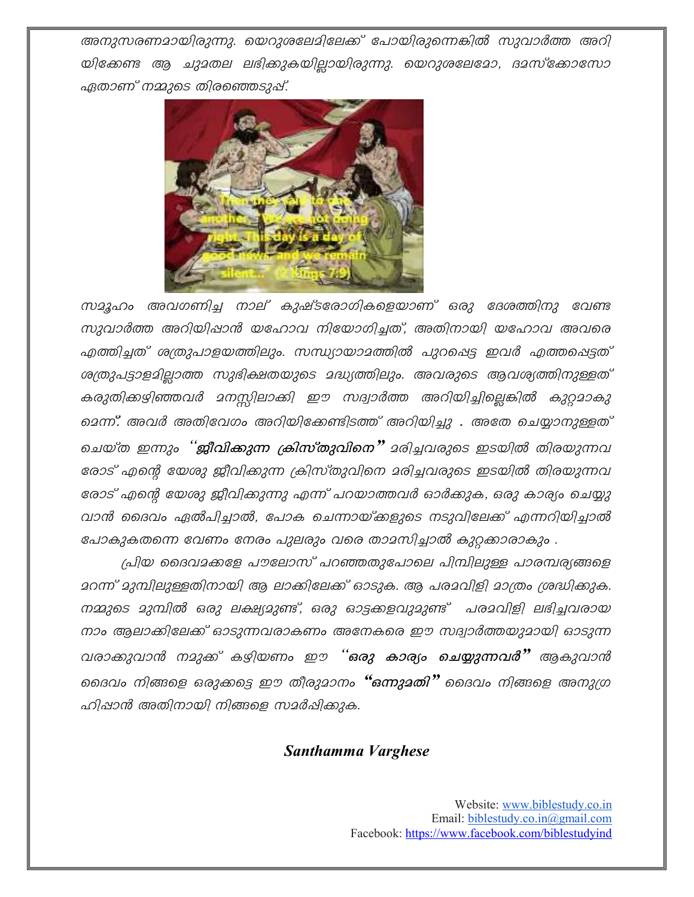അനുസരണമായിരുന്നു. യെറുശലേമിലേക്ക് പോയിരുന്നെങ്കിൽ സുവാർത്ത അറിയിക്കേണ്ട ആ ചുമതല ലഭിക്കുകയില്ലായിരുന്നു. യെറുശലേമോ, ദമസ്കോസോ ഏതാണ് നമ്മുടെ തിരഞ്ഞെടുപ്പ്.

സമൂഹം അവഗണിച്ച നാല് കുഷ്ടരോഗികളെയാണ് ഒരു ദേശത്തിനു വേണ്ട സുവാർത്ത അറിയിപ്പാൻ യഹോവ നിയോഗിച്ചത്, അതിനായി യഹോവ അവരെ എത്തിച്ചത് ശത്രുപാളയത്തിലും. സന്ധ്യായാമത്തിൽ പുറപ്പെട്ട ഇവർ എത്തപ്പെട്ടത് ശത്രുപട്ടാളമില്ലാത്ത സുഭിക്ഷതയുടെ മദ്ധ്യത്തിലും. അവരുടെ ആവശ്യത്തിനുള്ളത് കരുതിക്കഴിഞ്ഞവർ മനസ്സിലാക്കി ഈ സദ്വാർത്ത അറിയിച്ചില്ലെങ്കിൽ കുറ്റമാകുമെന്ന്. അവർ അതിവേഗം അറിയിക്കേണ്ടിടത്ത് അറിയിച്ചു . അതേ ചെയ്യാനുള്ളത് ചെയ്ത ഇന്നും **"ജീവിക്കുന്ന ക്രിസ്തുവിനെ"** മരിച്ചവരുടെ ഇടയിൽ തിരയുന്നവരോട് എന്റെ യേശു ജീവിക്കുന്ന ക്രിസ്തുവിനെ മരിച്ചവരുടെ ഇടയിൽ തിരയുന്നവരോട് എന്റെ യേശു ജീവിക്കുന്നു എന്ന് പറയാത്തവർ ഓർക്കുക, ഒരു കാര്യം ചെയ്യുവാൻ ദൈവം ഏൽപിച്ചാൽ, പോക ചെന്നായ്ക്കളുടെ നടുവിലേക്ക് എന്നറിയിച്ചാൽ പോകുകതന്നെ വേണം നേരം പുലരും വരെ താമസിച്ചാൽ കുറ്റക്കാരാകും .

പ്രിയ ദൈവമക്കളേ പൗലോസ് പറഞ്ഞതുപോലെ പിമ്പിലുള്ള പാരമ്പര്യങ്ങളെ മറന്ന് മുമ്പിലുള്ളതിനായി ആ ലാക്കിലേക്ക് ഓടുക. ആ പരമവിളി മാത്രം ശ്രദ്ധിക്കുക. നമ്മുടെ മുമ്പിൽ ഒരു ലക്ഷ്യമുണ്ട്, ഒരു ഓട്ടക്കളവുമുണ്ട് പരമവിളി ലഭിച്ചവരായ നാം ആലാക്കിലേക്ക് ഓടുന്നവരാകണം അനേകരെ ഈ സദ്വാർത്തയുമായി ഓടുന്നവരാക്കുവാൻ നമുക്ക് കഴിയണം ഈ **"ഒരു കാര്യം ചെയ്യുന്നവർ"** ആകുവാൻ ദൈവം നിങ്ങളെ ഒരുക്കട്ടെ ഈ തീരുമാനം **"ഒന്നുമതി"** ദൈവം നിങ്ങളെ അനുഗ്രഹിപ്പാൻ അതിനായി നിങ്ങളെ സമർപ്പിക്കുക.

***Santhamma Varghese***

Website: www.biblestudy.co.in
Email: biblestudy.co.in@gmail.com
Facebook: https://www.facebook.com/biblestudyind